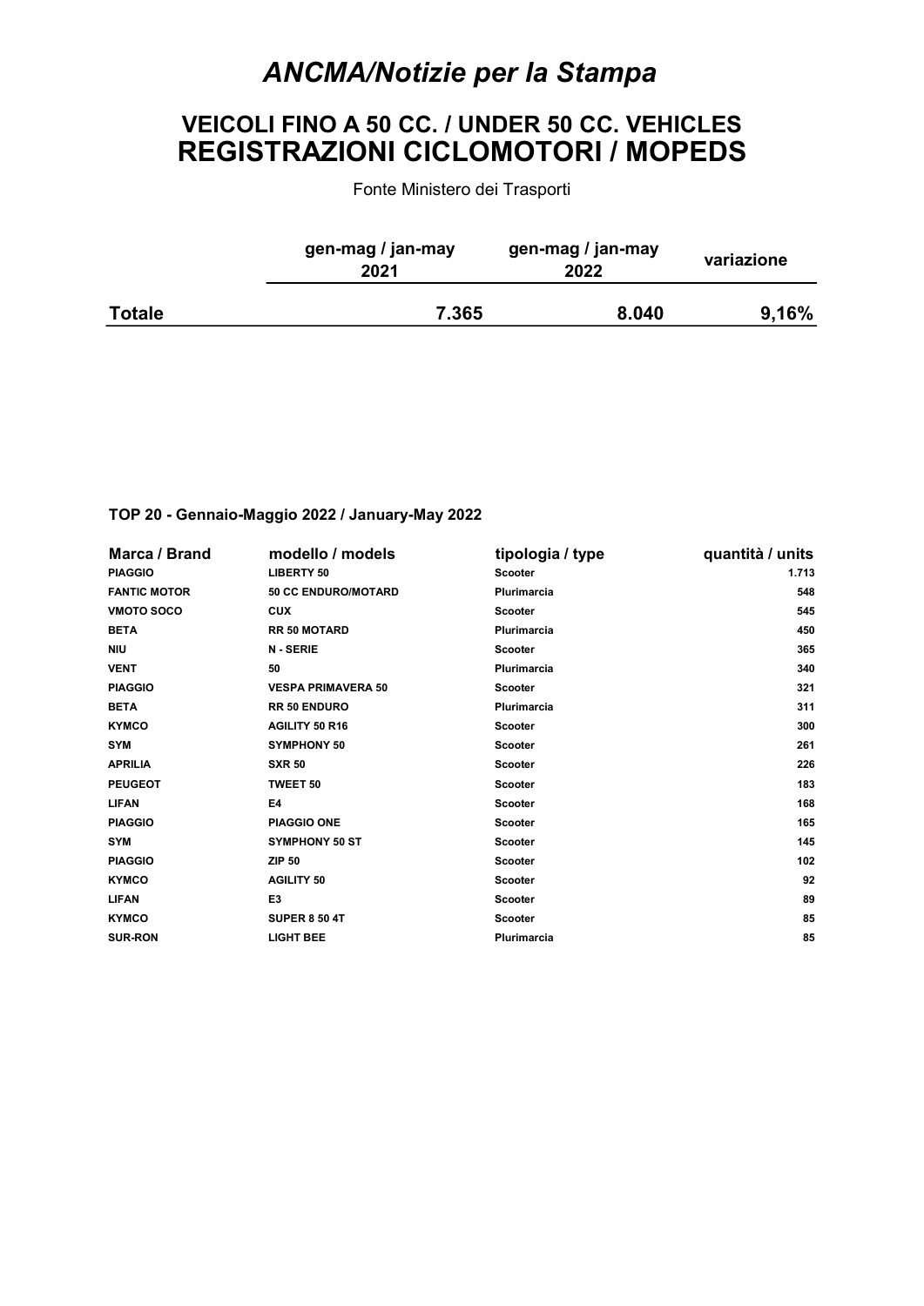# *ANCMA/Notizie per la Stampa*

## VEICOLI FINO A 50 CC. / UNDER 50 CC. VEHICLES
## REGISTRAZIONI CICLOMOTORI / MOPEDS

Fonte Ministero dei Trasporti

| | gen-mag / jan-may 2021 | gen-mag / jan-may 2022 | variazione |
|---|---|---|---|
| **Totale** | **7.365** | **8.040** | **9,16%** |

**TOP 20 - Gennaio-Maggio 2022 / January-May 2022**

| Marca / Brand | modello / models | tipologia / type | quantità / units |
|---|---|---|---|
| PIAGGIO | LIBERTY 50 | Scooter | 1.713 |
| FANTIC MOTOR | 50 CC ENDURO/MOTARD | Plurimarcia | 548 |
| VMOTO SOCO | CUX | Scooter | 545 |
| BETA | RR 50 MOTARD | Plurimarcia | 450 |
| NIU | N - SERIE | Scooter | 365 |
| VENT | 50 | Plurimarcia | 340 |
| PIAGGIO | VESPA PRIMAVERA 50 | Scooter | 321 |
| BETA | RR 50 ENDURO | Plurimarcia | 311 |
| KYMCO | AGILITY 50 R16 | Scooter | 300 |
| SYM | SYMPHONY 50 | Scooter | 261 |
| APRILIA | SXR 50 | Scooter | 226 |
| PEUGEOT | TWEET 50 | Scooter | 183 |
| LIFAN | E4 | Scooter | 168 |
| PIAGGIO | PIAGGIO ONE | Scooter | 165 |
| SYM | SYMPHONY 50 ST | Scooter | 145 |
| PIAGGIO | ZIP 50 | Scooter | 102 |
| KYMCO | AGILITY 50 | Scooter | 92 |
| LIFAN | E3 | Scooter | 89 |
| KYMCO | SUPER 8 50 4T | Scooter | 85 |
| SUR-RON | LIGHT BEE | Plurimarcia | 85 |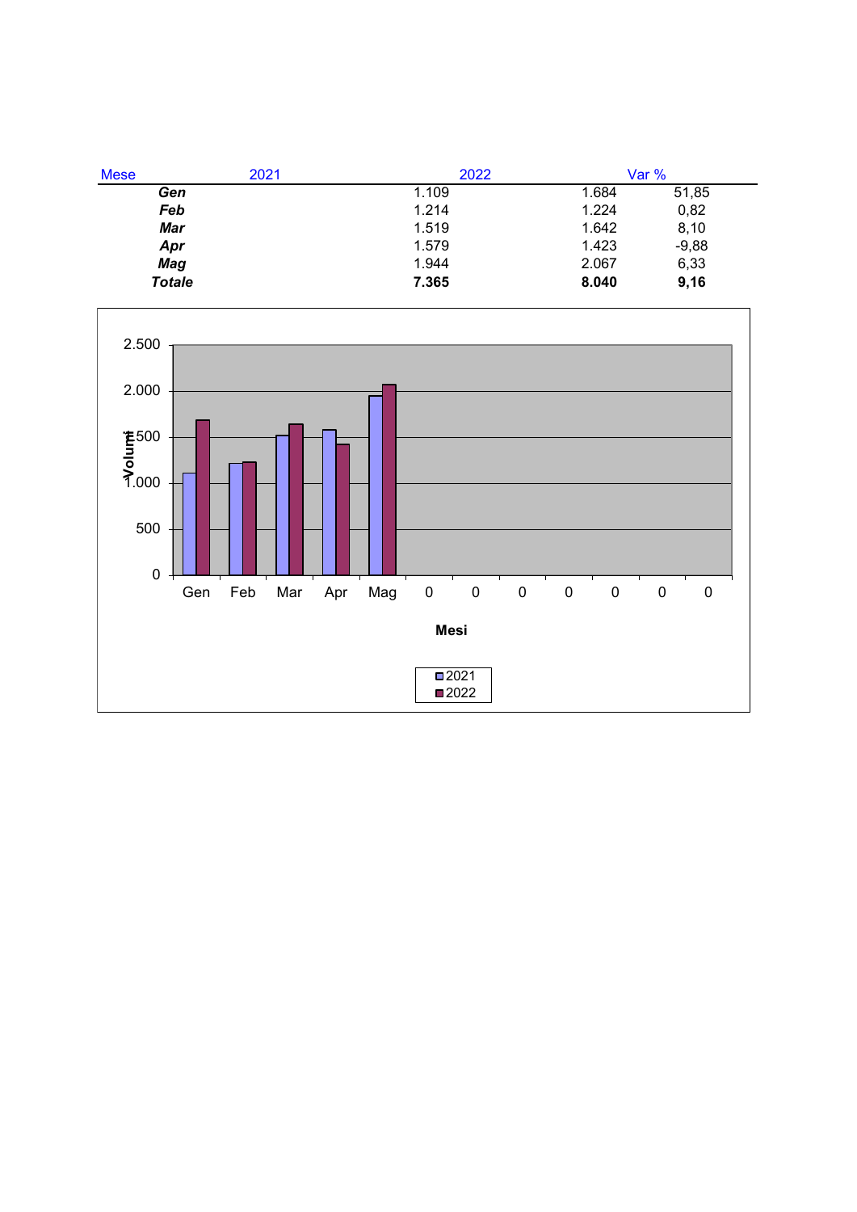| Mese | 2021 | 2022 | Var % |
|---|---|---|---|
| ***Gen*** | 1.109 | 1.684 | 51,85 |
| ***Feb*** | 1.214 | 1.224 | 0,82 |
| ***Mar*** | 1.519 | 1.642 | 8,10 |
| ***Apr*** | 1.579 | 1.423 | -9,88 |
| ***Mag*** | 1.944 | 2.067 | 6,33 |
| ***Totale*** | **7.365** | **8.040** | **9,16** |

2.500
2.000
1.500
1.000
500
0

**Volumi**

Gen Feb Mar Apr Mag 0 0 0 0 0 0 0

**Mesi**

2021
2022